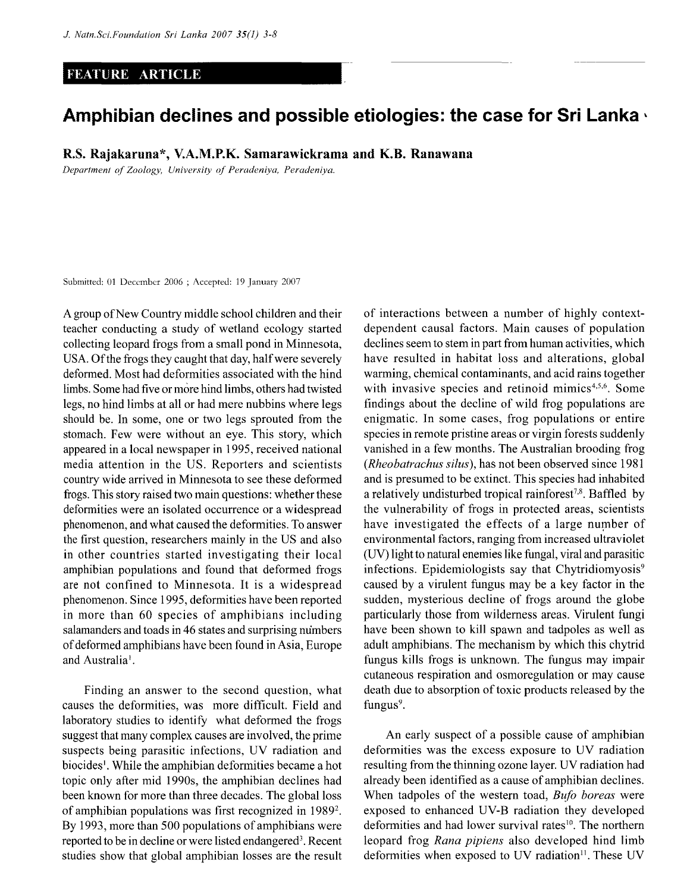FEATURE ARTICLE

# Amphibian declines and possible etiologies: the case for Sri Lanka

**R.S. Rajakaruna*, V.A.M.P.K. Samarawickrama and K.B. Ranawana**

*Department of Zoology, University of Peradeniya, Peradeniya.*

Submitted: 01 December 2006 ; Accepted: 19 January 2007

A group of New Country middle school children and their teacher conducting a study of wetland ecology started collecting leopard frogs from a small pond in Minnesota, USA. Of the frogs they caught that day, half were severely deformed. Most had deformities associated with the hind limbs. Some had five or more hind limbs, others had twisted legs, no hind limbs at all or had mere nubbins where legs should be. In some, one or two legs sprouted from the stomach. Few were without an eye. This story, which appeared in a local newspaper in 1995, received national media attention in the US. Reporters and scientists country wide arrived in Minnesota to see these deformed frogs. This story raised two main questions: whether these deformities were an isolated occurrence or a widespread phenomenon, and what caused the deformities. To answer the first question, researchers mainly in the US and also in other countries started investigating their local amphibian populations and found that deformed frogs are not confined to Minnesota. It is a widespread phenomenon. Since 1995, deformities have been reported in more than 60 species of amphibians including salamanders and toads in 46 states and surprising numbers of deformed amphibians have been found in Asia, Europe and Australia[1].

Finding an answer to the second question, what causes the deformities, was more difficult. Field and laboratory studies to identify what deformed the frogs suggest that many complex causes are involved, the prime suspects being parasitic infections, UV radiation and biocides[1]. While the amphibian deformities became a hot topic only after mid 1990s, the amphibian declines had been known for more than three decades. The global loss of amphibian populations was first recognized in 1989[2]. By 1993, more than 500 populations of amphibians were reported to be in decline or were listed endangered[3]. Recent studies show that global amphibian losses are the result of interactions between a number of highly context-dependent causal factors. Main causes of population declines seem to stem in part from human activities, which have resulted in habitat loss and alterations, global warming, chemical contaminants, and acid rains together with invasive species and retinoid mimics[4,5,6]. Some findings about the decline of wild frog populations are enigmatic. In some cases, frog populations or entire species in remote pristine areas or virgin forests suddenly vanished in a few months. The Australian brooding frog (*Rheobatrachus silus*), has not been observed since 1981 and is presumed to be extinct. This species had inhabited a relatively undisturbed tropical rainforest[7,8]. Baffled by the vulnerability of frogs in protected areas, scientists have investigated the effects of a large number of environmental factors, ranging from increased ultraviolet (UV) light to natural enemies like fungal, viral and parasitic infections. Epidemiologists say that Chytridiomyosis[9] caused by a virulent fungus may be a key factor in the sudden, mysterious decline of frogs around the globe particularly those from wilderness areas. Virulent fungi have been shown to kill spawn and tadpoles as well as adult amphibians. The mechanism by which this chytrid fungus kills frogs is unknown. The fungus may impair cutaneous respiration and osmoregulation or may cause death due to absorption of toxic products released by the fungus[9].

An early suspect of a possible cause of amphibian deformities was the excess exposure to UV radiation resulting from the thinning ozone layer. UV radiation had already been identified as a cause of amphibian declines. When tadpoles of the western toad, *Bufo boreas* were exposed to enhanced UV-B radiation they developed deformities and had lower survival rates[10]. The northern leopard frog *Rana pipiens* also developed hind limb deformities when exposed to UV radiation[11]. These UV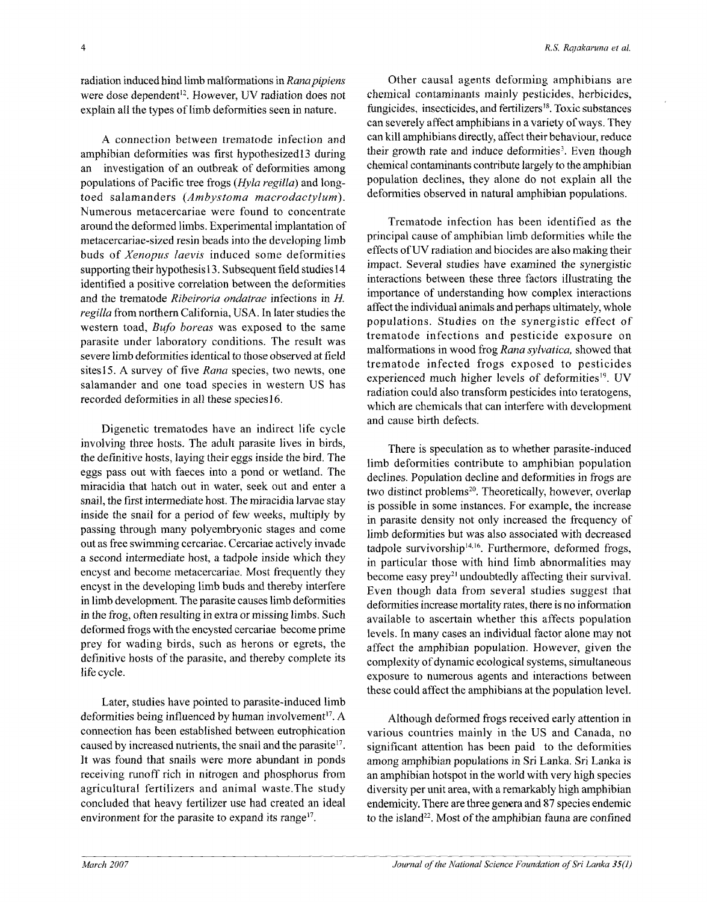radiation induced hind limb malformations in *Rana pipiens* were dose dependent[12]. However, UV radiation does not explain all the types of limb deformities seen in nature.

A connection between trematode infection and amphibian deformities was first hypothesized13 during an investigation of an outbreak of deformities among populations of Pacific tree frogs (*Hyla regilla*) and long-toed salamanders (*Ambystoma macrodactylum*). Numerous metacercariae were found to concentrate around the deformed limbs. Experimental implantation of metacercariae-sized resin beads into the developing limb buds of *Xenopus laevis* induced some deformities supporting their hypothesis13. Subsequent field studies14 identified a positive correlation between the deformities and the trematode *Ribeiroria ondatrae* infections in *H. regilla* from northern California, USA. In later studies the western toad, *Bufo boreas* was exposed to the same parasite under laboratory conditions. The result was severe limb deformities identical to those observed at field sites15. A survey of five *Rana* species, two newts, one salamander and one toad species in western US has recorded deformities in all these species16.

Digenetic trematodes have an indirect life cycle involving three hosts. The adult parasite lives in birds, the definitive hosts, laying their eggs inside the bird. The eggs pass out with faeces into a pond or wetland. The miracidia that hatch out in water, seek out and enter a snail, the first intermediate host. The miracidia larvae stay inside the snail for a period of few weeks, multiply by passing through many polyembryonic stages and come out as free swimming cercariae. Cercariae actively invade a second intermediate host, a tadpole inside which they encyst and become metacercariae. Most frequently they encyst in the developing limb buds and thereby interfere in limb development. The parasite causes limb deformities in the frog, often resulting in extra or missing limbs. Such deformed frogs with the encysted cercariae become prime prey for wading birds, such as herons or egrets, the definitive hosts of the parasite, and thereby complete its life cycle.

Later, studies have pointed to parasite-induced limb deformities being influenced by human involvement[17]. A connection has been established between eutrophication caused by increased nutrients, the snail and the parasite[17]. It was found that snails were more abundant in ponds receiving runoff rich in nitrogen and phosphorus from agricultural fertilizers and animal waste.The study concluded that heavy fertilizer use had created an ideal environment for the parasite to expand its range[17].

Other causal agents deforming amphibians are chemical contaminants mainly pesticides, herbicides, fungicides, insecticides, and fertilizers[18]. Toxic substances can severely affect amphibians in a variety of ways. They can kill amphibians directly, affect their behaviour, reduce their growth rate and induce deformities[3]. Even though chemical contaminants contribute largely to the amphibian population declines, they alone do not explain all the deformities observed in natural amphibian populations.

Trematode infection has been identified as the principal cause of amphibian limb deformities while the effects of UV radiation and biocides are also making their impact. Several studies have examined the synergistic interactions between these three factors illustrating the importance of understanding how complex interactions affect the individual animals and perhaps ultimately, whole populations. Studies on the synergistic effect of trematode infections and pesticide exposure on malformations in wood frog *Rana sylvatica,* showed that trematode infected frogs exposed to pesticides experienced much higher levels of deformities[19]. UV radiation could also transform pesticides into teratogens, which are chemicals that can interfere with development and cause birth defects.

There is speculation as to whether parasite-induced limb deformities contribute to amphibian population declines. Population decline and deformities in frogs are two distinct problems[20]. Theoretically, however, overlap is possible in some instances. For example, the increase in parasite density not only increased the frequency of limb deformities but was also associated with decreased tadpole survivorship[14,16]. Furthermore, deformed frogs, in particular those with hind limb abnormalities may become easy prey[21] undoubtedly affecting their survival. Even though data from several studies suggest that deformities increase mortality rates, there is no information available to ascertain whether this affects population levels. In many cases an individual factor alone may not affect the amphibian population. However, given the complexity of dynamic ecological systems, simultaneous exposure to numerous agents and interactions between these could affect the amphibians at the population level.

Although deformed frogs received early attention in various countries mainly in the US and Canada, no significant attention has been paid to the deformities among amphibian populations in Sri Lanka. Sri Lanka is an amphibian hotspot in the world with very high species diversity per unit area, with a remarkably high amphibian endemicity. There are three genera and 87 species endemic to the island[22]. Most of the amphibian fauna are confined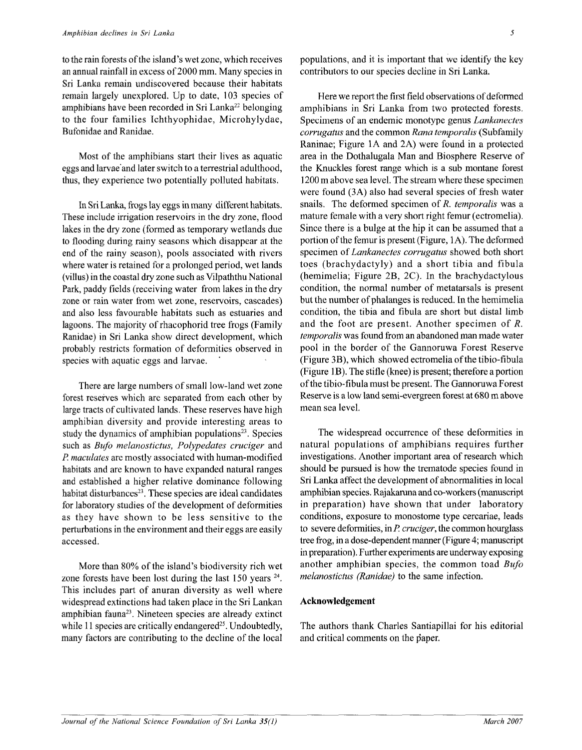to the rain forests of the island's wet zone, which receives an annual rainfall in excess of 2000 mm. Many species in Sri Lanka remain undiscovered because their habitats remain largely unexplored. Up to date, 103 species of amphibians have been recorded in Sri Lanka[22] belonging to the four families Ichthyophidae, Microhylydae, Bufonidae and Ranidae.

Most of the amphibians start their lives as aquatic eggs and larvae and later switch to a terrestrial adulthood, thus, they experience two potentially polluted habitats.

In Sri Lanka, frogs lay eggs in many different habitats. These include irrigation reservoirs in the dry zone, flood lakes in the dry zone (formed as temporary wetlands due to flooding during rainy seasons which disappear at the end of the rainy season), pools associated with rivers where water is retained for a prolonged period, wet lands (villus) in the coastal dry zone such as Vilpaththu National Park, paddy fields (receiving water from lakes in the dry zone or rain water from wet zone, reservoirs, cascades) and also less favourable habitats such as estuaries and lagoons. The majority of rhacophorid tree frogs (Family Ranidae) in Sri Lanka show direct development, which probably restricts formation of deformities observed in species with aquatic eggs and larvae.

There are large numbers of small low-land wet zone forest reserves which are separated from each other by large tracts of cultivated lands. These reserves have high amphibian diversity and provide interesting areas to study the dynamics of amphibian populations[23]. Species such as *Bufo melanostictus, Polypedates cruciger* and *P. maculates* are mostly associated with human-modified habitats and are known to have expanded natural ranges and established a higher relative dominance following habitat disturbances[23]. These species are ideal candidates for laboratory studies of the development of deformities as they have shown to be less sensitive to the perturbations in the environment and their eggs are easily accessed.

More than 80% of the island's biodiversity rich wet zone forests have been lost during the last 150 years [24]. This includes part of anuran diversity as well where widespread extinctions had taken place in the Sri Lankan amphibian fauna[23]. Nineteen species are already extinct while 11 species are critically endangered[25]. Undoubtedly, many factors are contributing to the decline of the local populations, and it is important that we identify the key contributors to our species decline in Sri Lanka.

Here we report the first field observations of deformed amphibians in Sri Lanka from two protected forests. Specimens of an endemic monotype genus *Lankanectes corrugatus* and the common *Rana temporalis* (Subfamily Raninae; Figure 1A and 2A) were found in a protected area in the Dothalugala Man and Biosphere Reserve of the Knuckles forest range which is a sub montane forest 1200 m above sea level. The stream where these specimen were found (3A) also had several species of fresh water snails. The deformed specimen of *R. temporalis* was a mature female with a very short right femur (ectromelia). Since there is a bulge at the hip it can be assumed that a portion of the femur is present (Figure, 1A). The deformed specimen of *Lankanectes corrugatus* showed both short toes (brachydactyly) and a short tibia and fibula (hemimelia; Figure 2B, 2C). In the brachydactylous condition, the normal number of metatarsals is present but the number of phalanges is reduced. In the hemimelia condition, the tibia and fibula are short but distal limb and the foot are present. Another specimen of *R. temporalis* was found from an abandoned man made water pool in the border of the Gannoruwa Forest Reserve (Figure 3B), which showed ectromelia of the tibio-fibula (Figure 1B). The stifle (knee) is present; therefore a portion of the tibio-fibula must be present. The Gannoruwa Forest Reserve is a low land semi-evergreen forest at 680 m above mean sea level.

The widespread occurrence of these deformities in natural populations of amphibians requires further investigations. Another important area of research which should be pursued is how the trematode species found in Sri Lanka affect the development of abnormalities in local amphibian species. Rajakaruna and co-workers (manuscript in preparation) have shown that under laboratory conditions, exposure to monostome type cercariae, leads to severe deformities, in *P. cruciger*, the common hourglass tree frog, in a dose-dependent manner (Figure 4; manuscript in preparation). Further experiments are underway exposing another amphibian species, the common toad *Bufo melanostictus (Ranidae)* to the same infection.

## Acknowledgement

The authors thank Charles Santiapillai for his editorial and critical comments on the paper.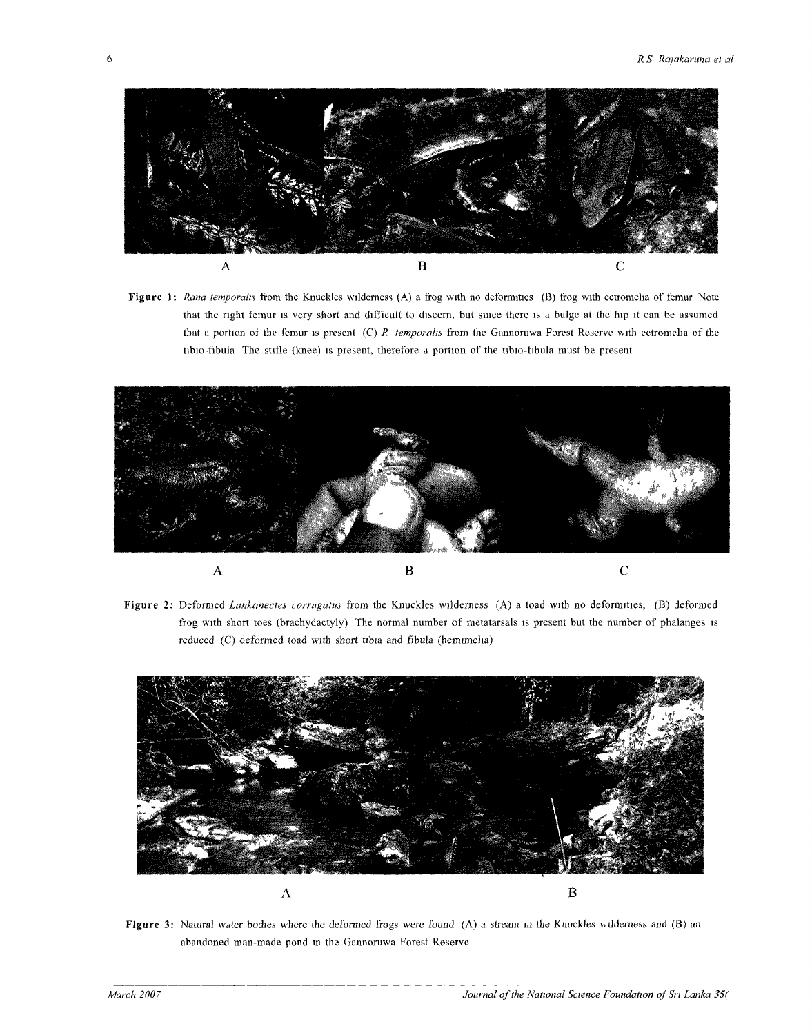A B C

**Figure 1:** *Rana temporalis* from the Knuckles wilderness (A) a frog with no deformities (B) frog with ectromelia of femur Note that the right femur is very short and difficult to discern, but since there is a bulge at the hip it can be assumed that a portion of the femur is present (C) *R temporalis* from the Gannoruwa Forest Reserve with ectromelia of the tibio-fibula The stifle (knee) is present, therefore a portion of the tibio-fibula must be present

A B C

**Figure 2:** Deformed *Lankanectes corrugatus* from the Knuckles wilderness (A) a toad with no deformities, (B) deformed frog with short toes (brachydactyly) The normal number of metatarsals is present but the number of phalanges is reduced (C) deformed toad with short tibia and fibula (hemimelia)

A B

**Figure 3:** Natural water bodies where the deformed frogs were found (A) a stream in the Knuckles wilderness and (B) an abandoned man-made pond in the Gannoruwa Forest Reserve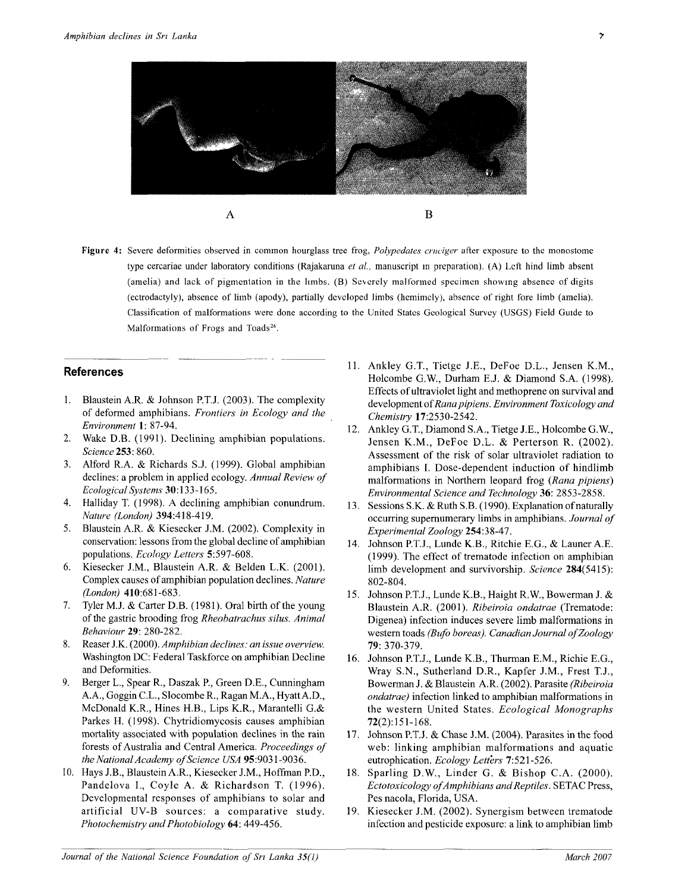A B

**Figure 4:** Severe deformities observed in common hourglass tree frog, *Polypedates cruciger* after exposure to the monostome type cercariae under laboratory conditions (Rajakaruna *et al.*, manuscript in preparation). (A) Left hind limb absent (amelia) and lack of pigmentation in the limbs. (B) Severely malformed specimen showing absence of digits (ectrodactyly), absence of limb (apody), partially developed limbs (hemimely), absence of right fore limb (amelia). Classification of malformations were done according to the United States Geological Survey (USGS) Field Guide to Malformations of Frogs and Toads[26].

## References

1. Blaustein A.R. & Johnson P.T.J. (2003). The complexity of deformed amphibians. *Frontiers in Ecology and the Environment* **1**: 87-94.
2. Wake D.B. (1991). Declining amphibian populations. *Science* **253**: 860.
3. Alford R.A. & Richards S.J. (1999). Global amphibian declines: a problem in applied ecology. *Annual Review of Ecological Systems* **30**:133-165.
4. Halliday T. (1998). A declining amphibian conundrum. *Nature (London)* **394**:418-419.
5. Blaustein A.R. & Kiesecker J.M. (2002). Complexity in conservation: lessons from the global decline of amphibian populations. *Ecology Letters* **5**:597-608.
6. Kiesecker J.M., Blaustein A.R. & Belden L.K. (2001). Complex causes of amphibian population declines. *Nature (London)* **410**:681-683.
7. Tyler M.J. & Carter D.B. (1981). Oral birth of the young of the gastric brooding frog *Rheobatrachus silus*. *Animal Behaviour* **29**: 280-282.
8. Reaser J.K. (2000). *Amphibian declines: an issue overview.* Washington DC: Federal Taskforce on amphibian Decline and Deformities.
9. Berger L., Spear R., Daszak P., Green D.E., Cunningham A.A., Goggin C.L., Slocombe R., Ragan M.A., Hyatt A.D., McDonald K.R., Hines H.B., Lips K.R., Marantelli G.& Parkes H. (1998). Chytridiomycosis causes amphibian mortality associated with population declines in the rain forests of Australia and Central America. *Proceedings of the National Academy of Science USA* **95**:9031-9036.
10. Hays J.B., Blaustein A.R., Kiesecker J.M., Hoffman P.D., Pandelova I., Coyle A. & Richardson T. (1996). Developmental responses of amphibians to solar and artificial UV-B sources: a comparative study. *Photochemistry and Photobiology* **64**: 449-456.
11. Ankley G.T., Tietge J.E., DeFoe D.L., Jensen K.M., Holcombe G.W., Durham E.J. & Diamond S.A. (1998). Effects of ultraviolet light and methoprene on survival and development of *Rana pipiens*. *Environment Toxicology and Chemistry* **17**:2530-2542.
12. Ankley G.T., Diamond S.A., Tietge J.E., Holcombe G.W., Jensen K.M., DeFoe D.L. & Perterson R. (2002). Assessment of the risk of solar ultraviolet radiation to amphibians I. Dose-dependent induction of hindlimb malformations in Northern leopard frog (*Rana pipiens*) *Environmental Science and Technology* **36**: 2853-2858.
13. Sessions S.K. & Ruth S.B. (1990). Explanation of naturally occurring supernumerary limbs in amphibians. *Journal of Experimental Zoology* **254**:38-47.
14. Johnson P.T.J., Lunde K.B., Ritchie E.G., & Launer A.E. (1999). The effect of trematode infection on amphibian limb development and survivorship. *Science* **284**(5415): 802-804.
15. Johnson P.T.J., Lunde K.B., Haight R.W., Bowerman J. & Blaustein A.R. (2001). *Ribeiroia ondatrae* (Trematode: Digenea) infection induces severe limb malformations in western toads *(Bufo boreas)*. *Canadian Journal of Zoology* **79**: 370-379.
16. Johnson P.T.J., Lunde K.B., Thurman E.M., Richie E.G., Wray S.N., Sutherland D.R., Kapfer J.M., Frest T.J., Bowerman J. & Blaustein A.R. (2002). Parasite *(Ribeiroia ondatrae)* infection linked to amphibian malformations in the western United States. *Ecological Monographs* **72**(2):151-168.
17. Johnson P.T.J. & Chase J.M. (2004). Parasites in the food web: linking amphibian malformations and aquatic eutrophication. *Ecology Letters* **7**:521-526.
18. Sparling D.W., Linder G. & Bishop C.A. (2000). *Ectotoxicology of Amphibians and Reptiles*. SETAC Press, Pes nacola, Florida, USA.
19. Kiesecker J.M. (2002). Synergism between trematode infection and pesticide exposure: a link to amphibian limb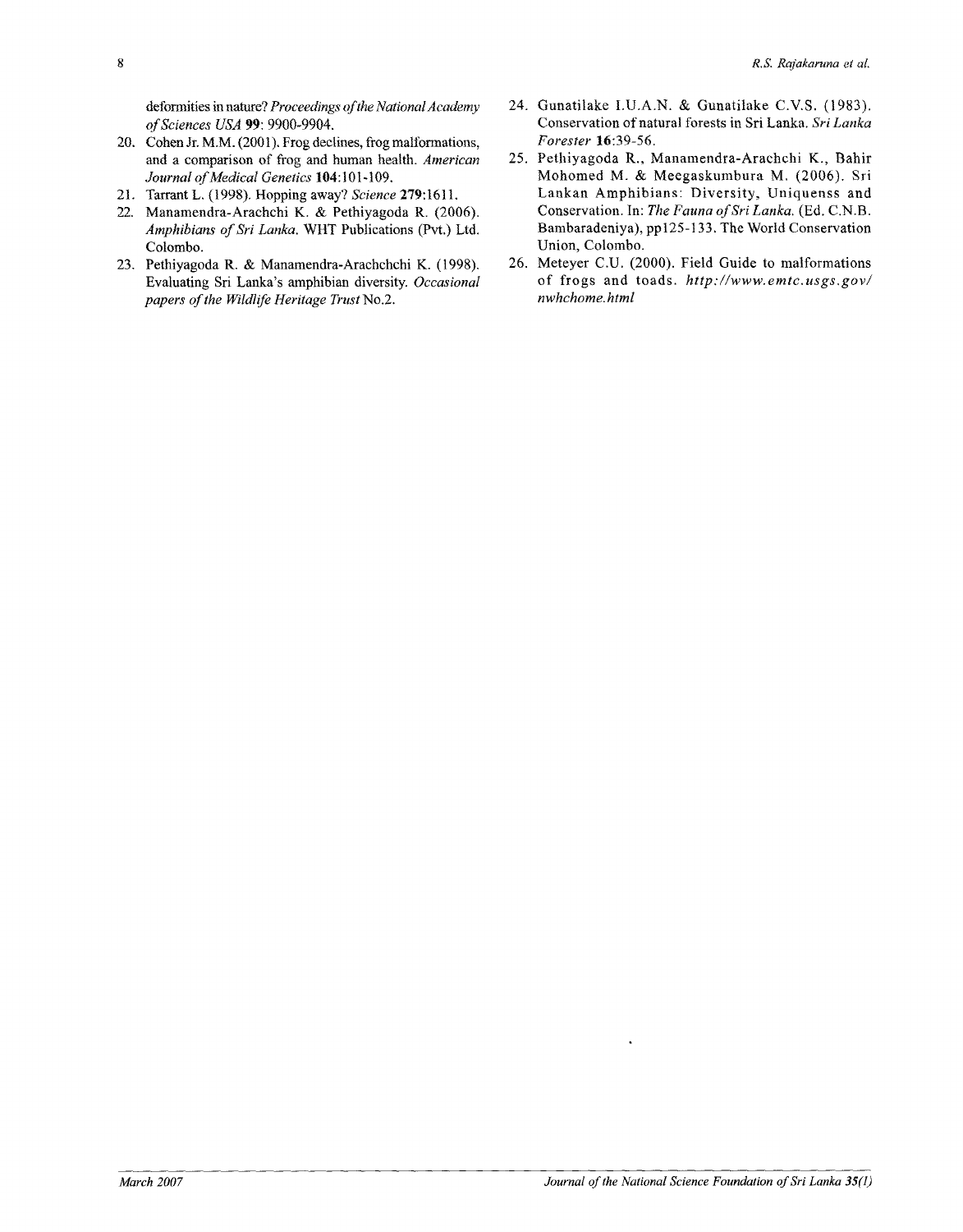deformities in nature? *Proceedings of the National Academy of Sciences USA* **99**: 9900-9904.

20. Cohen Jr. M.M. (2001). Frog declines, frog malformations, and a comparison of frog and human health. *American Journal of Medical Genetics* **104**:101-109.
21. Tarrant L. (1998). Hopping away? *Science* **279**:1611.
22. Manamendra-Arachchi K. & Pethiyagoda R. (2006). *Amphibians of Sri Lanka*. WHT Publications (Pvt.) Ltd. Colombo.
23. Pethiyagoda R. & Manamendra-Arachchchi K. (1998). Evaluating Sri Lanka's amphibian diversity. *Occasional papers of the Wildlife Heritage Trust* No.2.
24. Gunatilake I.U.A.N. & Gunatilake C.V.S. (1983). Conservation of natural forests in Sri Lanka. *Sri Lanka Forester* **16**:39-56.
25. Pethiyagoda R., Manamendra-Arachchi K., Bahir Mohomed M. & Meegaskumbura M. (2006). Sri Lankan Amphibians: Diversity, Uniquenss and Conservation. In: *The Fauna of Sri Lanka*. (Ed. C.N.B. Bambaradeniya), pp125-133. The World Conservation Union, Colombo.
26. Meteyer C.U. (2000). Field Guide to malformations of frogs and toads. *http://www.emtc.usgs.gov/nwhchome.html*